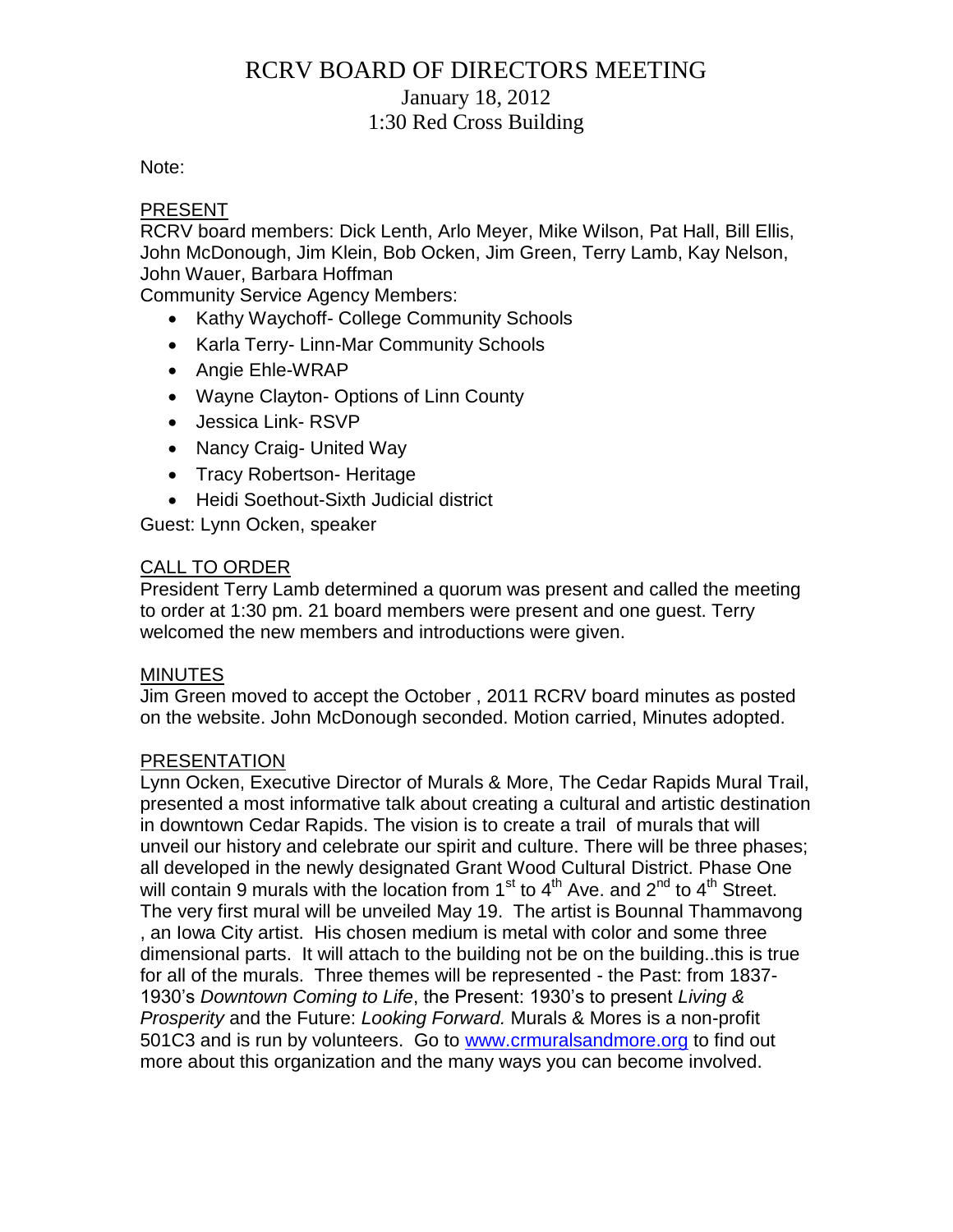# RCRV BOARD OF DIRECTORS MEETING

January 18, 2012
1:30 Red Cross Building

Note:

## PRESENT

RCRV board members: Dick Lenth, Arlo Meyer, Mike Wilson, Pat Hall, Bill Ellis, John McDonough, Jim Klein, Bob Ocken, Jim Green, Terry Lamb, Kay Nelson, John Wauer, Barbara Hoffman

Community Service Agency Members:

- Kathy Waychoff- College Community Schools
- Karla Terry- Linn-Mar Community Schools
- Angie Ehle-WRAP
- Wayne Clayton- Options of Linn County
- Jessica Link- RSVP
- Nancy Craig- United Way
- Tracy Robertson- Heritage
- Heidi Soethout-Sixth Judicial district

Guest: Lynn Ocken, speaker

## CALL TO ORDER

President Terry Lamb determined a quorum was present and called the meeting to order at 1:30 pm. 21 board members were present and one guest. Terry welcomed the new members and introductions were given.

## MINUTES

Jim Green moved to accept the October , 2011 RCRV board minutes as posted on the website. John McDonough seconded. Motion carried, Minutes adopted.

## PRESENTATION

Lynn Ocken, Executive Director of Murals & More, The Cedar Rapids Mural Trail, presented a most informative talk about creating a cultural and artistic destination in downtown Cedar Rapids. The vision is to create a trail of murals that will unveil our history and celebrate our spirit and culture. There will be three phases; all developed in the newly designated Grant Wood Cultural District. Phase One will contain 9 murals with the location from 1st to 4th Ave. and 2nd to 4th Street. The very first mural will be unveiled May 19. The artist is Bounnal Thammavong , an Iowa City artist. His chosen medium is metal with color and some three dimensional parts. It will attach to the building not be on the building..this is true for all of the murals. Three themes will be represented - the Past: from 1837-1930's *Downtown Coming to Life*, the Present: 1930's to present *Living & Prosperity* and the Future: *Looking Forward.* Murals & Mores is a non-profit 501C3 and is run by volunteers. Go to www.crmuralsandmore.org to find out more about this organization and the many ways you can become involved.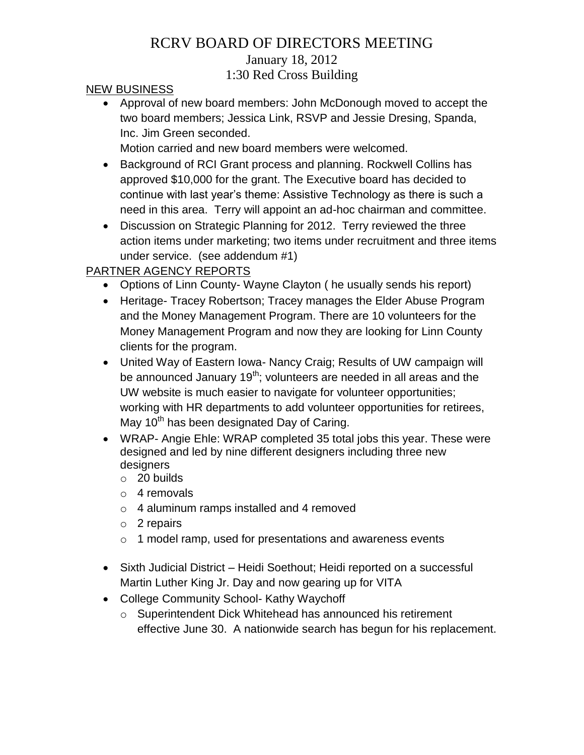# RCRV BOARD OF DIRECTORS MEETING

January 18, 2012

1:30 Red Cross Building

NEW BUSINESS

- Approval of new board members: John McDonough moved to accept the two board members; Jessica Link, RSVP and Jessie Dresing, Spanda, Inc. Jim Green seconded.
  Motion carried and new board members were welcomed.
- Background of RCI Grant process and planning. Rockwell Collins has approved $10,000 for the grant. The Executive board has decided to continue with last year's theme: Assistive Technology as there is such a need in this area. Terry will appoint an ad-hoc chairman and committee.
- Discussion on Strategic Planning for 2012. Terry reviewed the three action items under marketing; two items under recruitment and three items under service. (see addendum #1)

PARTNER AGENCY REPORTS

- Options of Linn County- Wayne Clayton ( he usually sends his report)
- Heritage- Tracey Robertson; Tracey manages the Elder Abuse Program and the Money Management Program. There are 10 volunteers for the Money Management Program and now they are looking for Linn County clients for the program.
- United Way of Eastern Iowa- Nancy Craig; Results of UW campaign will be announced January 19th; volunteers are needed in all areas and the UW website is much easier to navigate for volunteer opportunities; working with HR departments to add volunteer opportunities for retirees, May 10th has been designated Day of Caring.
- WRAP- Angie Ehle: WRAP completed 35 total jobs this year. These were designed and led by nine different designers including three new designers
  - 20 builds
  - 4 removals
  - 4 aluminum ramps installed and 4 removed
  - 2 repairs
  - 1 model ramp, used for presentations and awareness events
- Sixth Judicial District – Heidi Soethout; Heidi reported on a successful Martin Luther King Jr. Day and now gearing up for VITA
- College Community School- Kathy Waychoff
  - Superintendent Dick Whitehead has announced his retirement effective June 30. A nationwide search has begun for his replacement.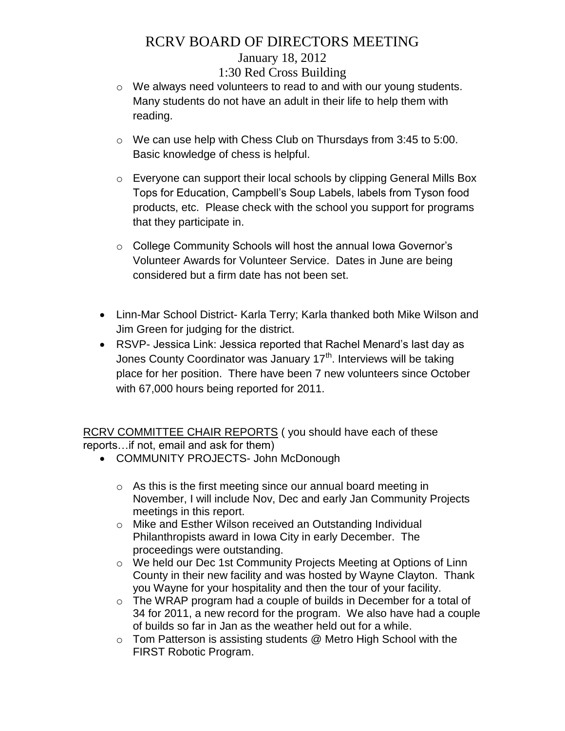- We always need volunteers to read to and with our young students. Many students do not have an adult in their life to help them with reading.

- We can use help with Chess Club on Thursdays from 3:45 to 5:00. Basic knowledge of chess is helpful.

- Everyone can support their local schools by clipping General Mills Box Tops for Education, Campbell's Soup Labels, labels from Tyson food products, etc. Please check with the school you support for programs that they participate in.

- College Community Schools will host the annual Iowa Governor's Volunteer Awards for Volunteer Service. Dates in June are being considered but a firm date has not been set.

- Linn-Mar School District- Karla Terry; Karla thanked both Mike Wilson and Jim Green for judging for the district.
- RSVP- Jessica Link: Jessica reported that Rachel Menard's last day as Jones County Coordinator was January 17th. Interviews will be taking place for her position. There have been 7 new volunteers since October with 67,000 hours being reported for 2011.

<u>RCRV COMMITTEE CHAIR REPORTS</u> ( you should have each of these reports…if not, email and ask for them)

- COMMUNITY PROJECTS- John McDonough

  - As this is the first meeting since our annual board meeting in November, I will include Nov, Dec and early Jan Community Projects meetings in this report.
  - Mike and Esther Wilson received an Outstanding Individual Philanthropists award in Iowa City in early December. The proceedings were outstanding.
  - We held our Dec 1st Community Projects Meeting at Options of Linn County in their new facility and was hosted by Wayne Clayton. Thank you Wayne for your hospitality and then the tour of your facility.
  - The WRAP program had a couple of builds in December for a total of 34 for 2011, a new record for the program. We also have had a couple of builds so far in Jan as the weather held out for a while.
  - Tom Patterson is assisting students @ Metro High School with the FIRST Robotic Program.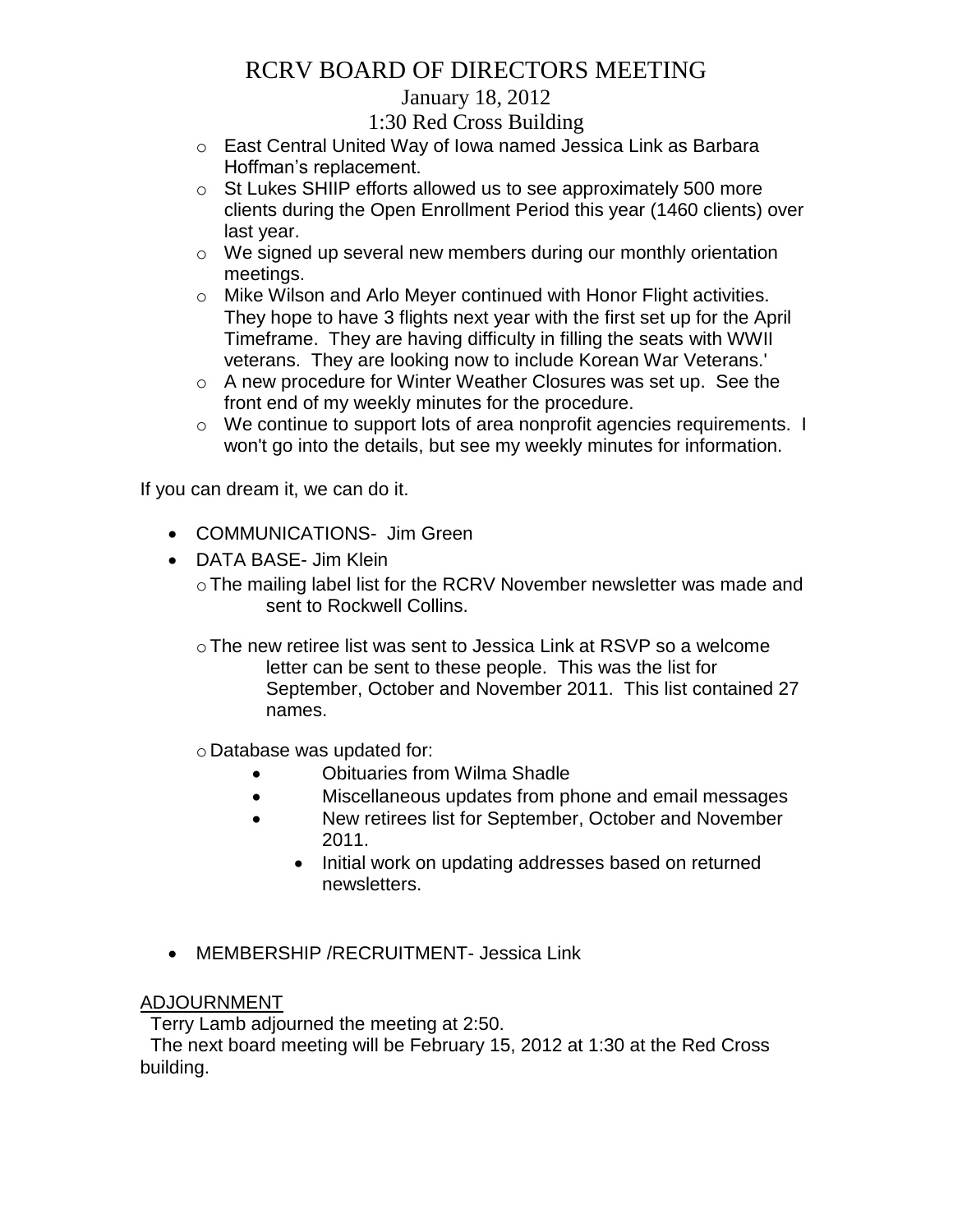- East Central United Way of Iowa named Jessica Link as Barbara Hoffman's replacement.
- St Lukes SHIIP efforts allowed us to see approximately 500 more clients during the Open Enrollment Period this year (1460 clients) over last year.
- We signed up several new members during our monthly orientation meetings.
- Mike Wilson and Arlo Meyer continued with Honor Flight activities. They hope to have 3 flights next year with the first set up for the April Timeframe. They are having difficulty in filling the seats with WWII veterans. They are looking now to include Korean War Veterans.'
- A new procedure for Winter Weather Closures was set up. See the front end of my weekly minutes for the procedure.
- We continue to support lots of area nonprofit agencies requirements. I won't go into the details, but see my weekly minutes for information.

If you can dream it, we can do it.

- COMMUNICATIONS- Jim Green
- DATA BASE- Jim Klein
  - The mailing label list for the RCRV November newsletter was made and sent to Rockwell Collins.
  - The new retiree list was sent to Jessica Link at RSVP so a welcome letter can be sent to these people. This was the list for September, October and November 2011. This list contained 27 names.
  - Database was updated for:
    - Obituaries from Wilma Shadle
    - Miscellaneous updates from phone and email messages
    - New retirees list for September, October and November 2011.
    - Initial work on updating addresses based on returned newsletters.
- MEMBERSHIP /RECRUITMENT- Jessica Link

<u>ADJOURNMENT</u>

Terry Lamb adjourned the meeting at 2:50.

The next board meeting will be February 15, 2012 at 1:30 at the Red Cross building.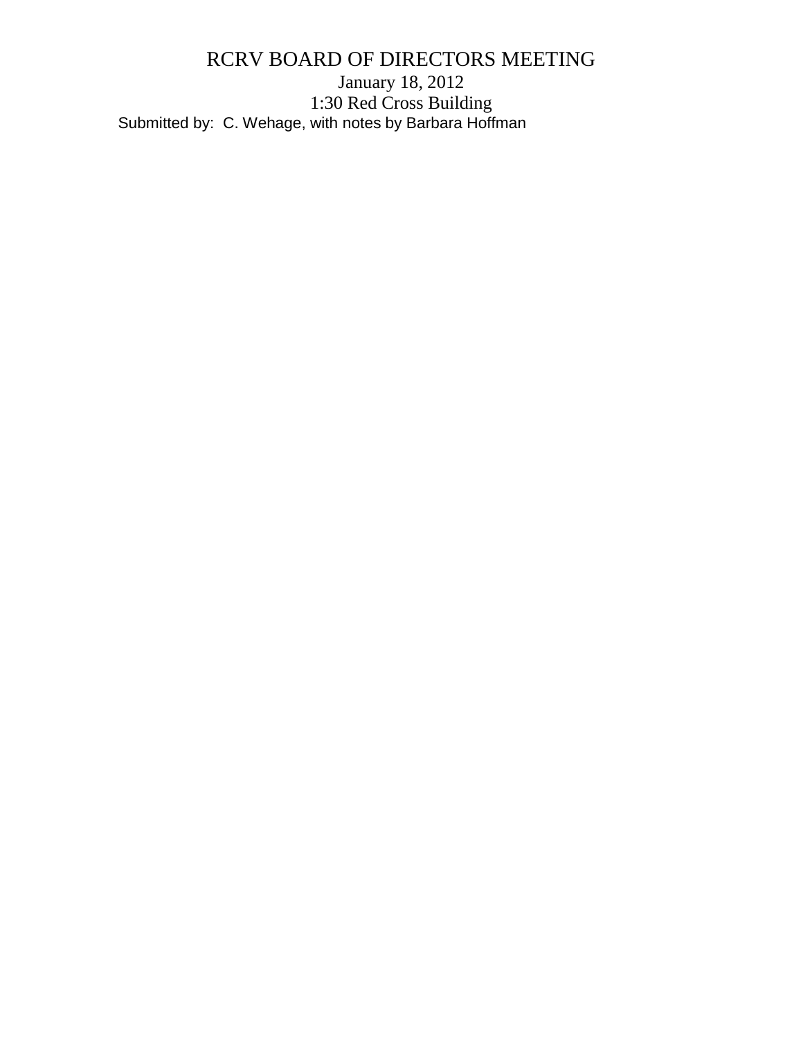# RCRV BOARD OF DIRECTORS MEETING

January 18, 2012

1:30 Red Cross Building

Submitted by: C. Wehage, with notes by Barbara Hoffman